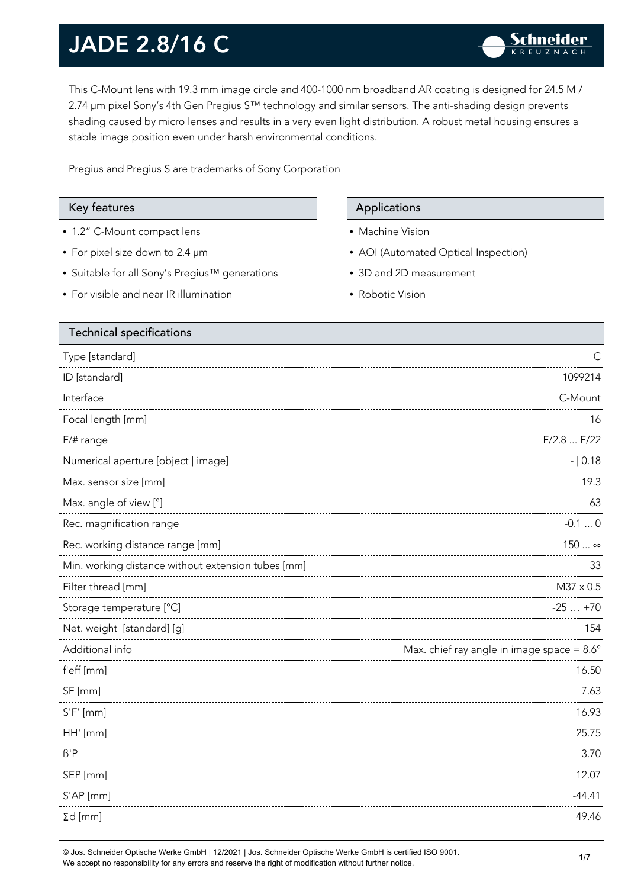# JADE 2.8/16 C

This C-Mount lens with 19.3 mm image circle and 400-1000 nm broadband AR coating is designed for 24.5 M / 2.74 µm pixel Sony's 4th Gen Pregius S™ technology and similar sensors. The anti-shading design prevents shading caused by micro lenses and results in a very even light distribution. A robust metal housing ensures a stable image position even under harsh environmental conditions.

Pregius and Pregius S are trademarks of Sony Corporation

## Key features

- 1.2" C-Mount compact lens
- For pixel size down to 2.4 µm
- Suitable for all Sony's Pregius™ generations
- For visible and near IR illumination

## Applications

- Machine Vision
- AOI (Automated Optical Inspection)
- 3D and 2D measurement
- Robotic Vision

## Technical specifications

| Parameter | Value |
|---|---|
| Type [standard] | C |
| ID [standard] | 1099214 |
| Interface | C-Mount |
| Focal length [mm] | 16 |
| F/# range | F/2.8 ... F/22 |
| Numerical aperture [object \| image] | - \| 0.18 |
| Max. sensor size [mm] | 19.3 |
| Max. angle of view [°] | 63 |
| Rec. magnification range | -0.1 ... 0 |
| Rec. working distance range [mm] | 150 ... ∞ |
| Min. working distance without extension tubes [mm] | 33 |
| Filter thread [mm] | M37 x 0.5 |
| Storage temperature [°C] | -25 … +70 |
| Net. weight [standard] [g] | 154 |
| Additional info | Max. chief ray angle in image space = 8.6° |
| f'eff [mm] | 16.50 |
| SF [mm] | 7.63 |
| S'F' [mm] | 16.93 |
| HH' [mm] | 25.75 |
| ß'P | 3.70 |
| SEP [mm] | 12.07 |
| S'AP [mm] | -44.41 |
| Σd [mm] | 49.46 |

© Jos. Schneider Optische Werke GmbH | 12/2021 | Jos. Schneider Optische Werke GmbH is certified ISO 9001.
We accept no responsibility for any errors and reserve the right of modification without further notice.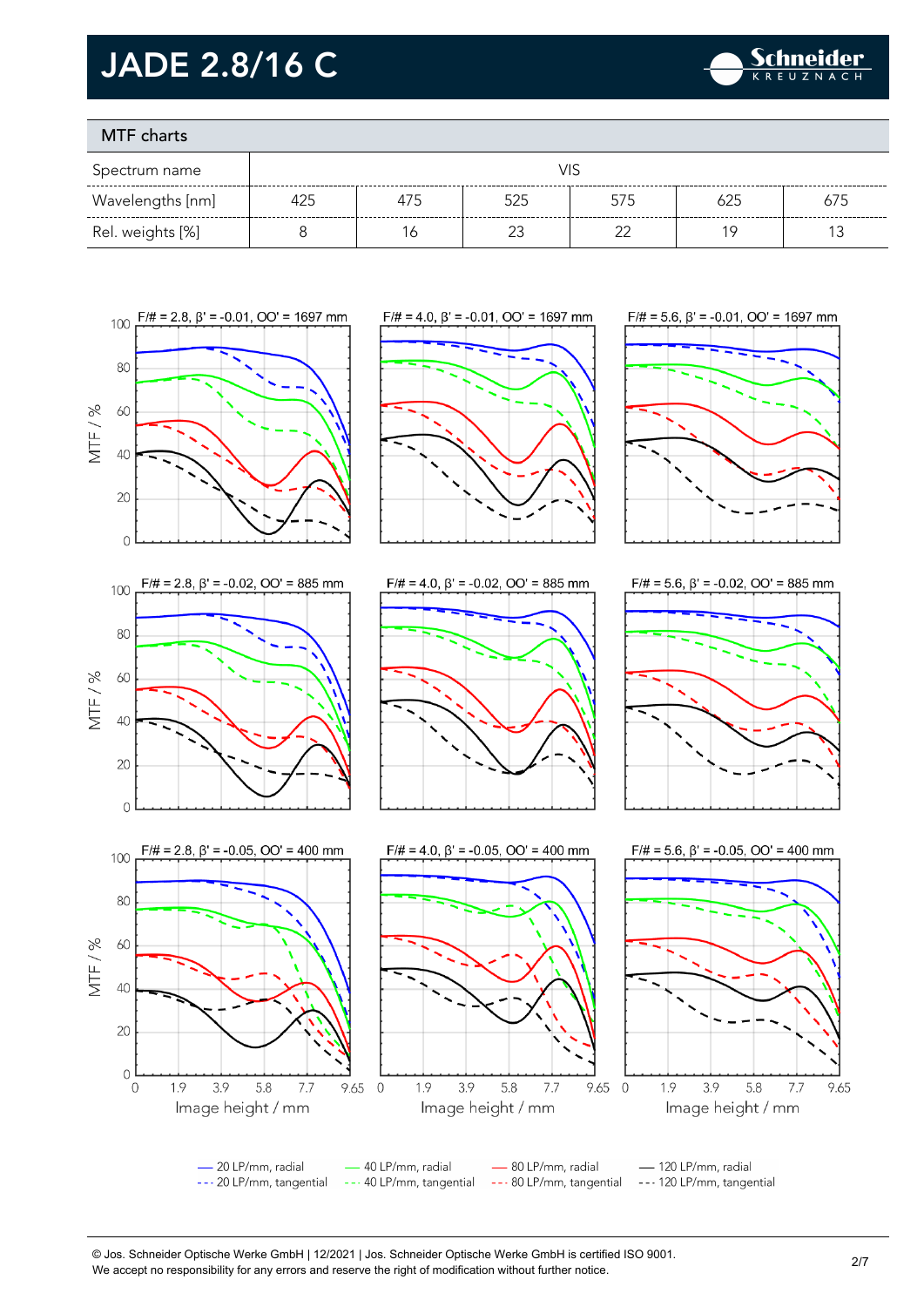# JADE 2.8/16 C

## MTF charts

| Spectrum name | VIS | | | | | |
|---|---|---|---|---|---|---|
| Wavelengths [nm] | 425 | 475 | 525 | 575 | 625 | 675 |
| Rel. weights [%] | 8 | 16 | 23 | 22 | 19 | 13 |

F/# = 2.8, β' = -0.01, OO' = 1697 mm

F/# = 4.0, β' = -0.01, OO' = 1697 mm

F/# = 5.6, β' = -0.01, OO' = 1697 mm

F/# = 2.8, β' = -0.02, OO' = 885 mm

F/# = 4.0, β' = -0.02, OO' = 885 mm

F/# = 5.6, β' = -0.02, OO' = 885 mm

F/# = 2.8, β' = -0.05, OO' = 400 mm

F/# = 4.0, β' = -0.05, OO' = 400 mm

F/# = 5.6, β' = -0.05, OO' = 400 mm

MTF / %

Image height / mm

— 20 LP/mm, radial
--- 20 LP/mm, tangential
— 40 LP/mm, radial
--- 40 LP/mm, tangential
— 80 LP/mm, radial
--- 80 LP/mm, tangential
— 120 LP/mm, radial
--- 120 LP/mm, tangential

© Jos. Schneider Optische Werke GmbH | 12/2021 | Jos. Schneider Optische Werke GmbH is certified ISO 9001.
We accept no responsibility for any errors and reserve the right of modification without further notice.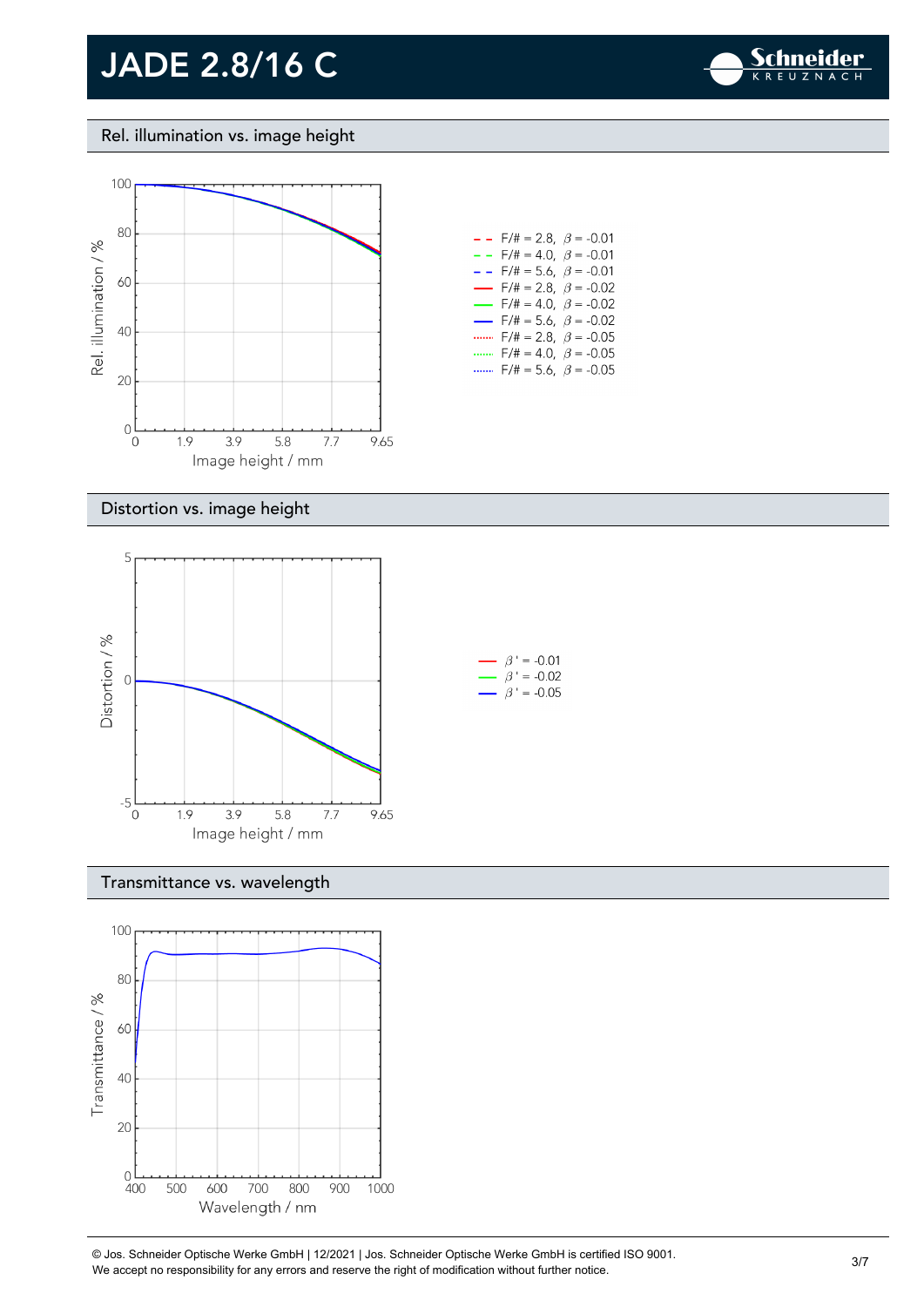## Rel. illumination vs. image height

Rel. illumination / %

Image height / mm

- F/# = 2.8, $\beta$ = -0.01
- F/# = 4.0, $\beta$ = -0.01
- F/# = 5.6, $\beta$ = -0.01
- F/# = 2.8, $\beta$ = -0.02
- F/# = 4.0, $\beta$ = -0.02
- F/# = 5.6, $\beta$ = -0.02
- F/# = 2.8, $\beta$ = -0.05
- F/# = 4.0, $\beta$ = -0.05
- F/# = 5.6, $\beta$ = -0.05

## Distortion vs. image height

Distortion / %

Image height / mm

- $\beta'$ = -0.01
- $\beta'$ = -0.02
- $\beta'$ = -0.05

## Transmittance vs. wavelength

Transmittance / %

Wavelength / nm

© Jos. Schneider Optische Werke GmbH | 12/2021 | Jos. Schneider Optische Werke GmbH is certified ISO 9001.
We accept no responsibility for any errors and reserve the right of modification without further notice.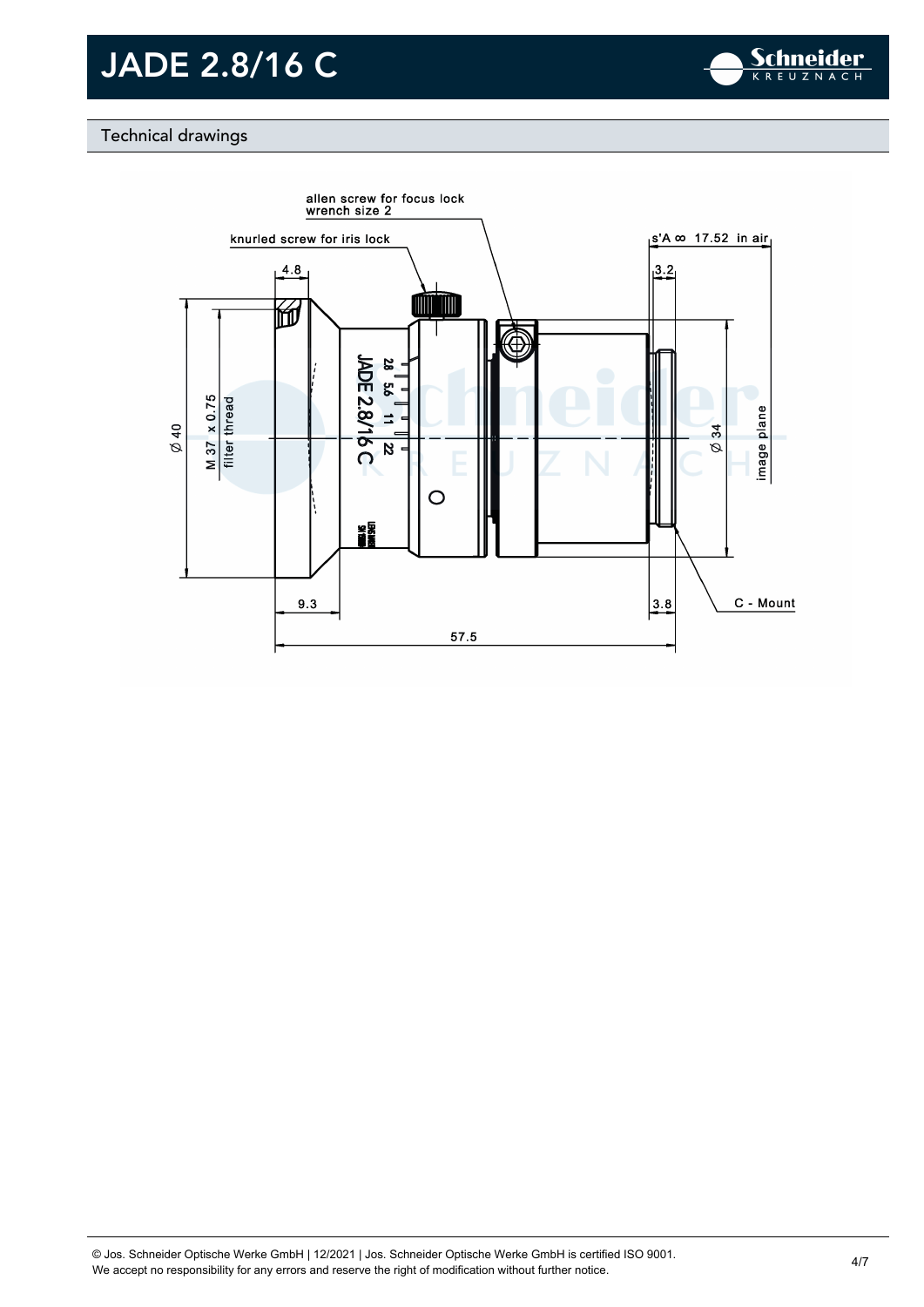# JADE 2.8/16 C

## Technical drawings

allen screw for focus lock
wrench size 2

knurled screw for iris lock

s'A ∞ 17.52 in air

4.8

3.2

Ø 40

M 37 x 0.75
filter thread

Ø 34

image plane

9.3

3.8

C - Mount

57.5

© Jos. Schneider Optische Werke GmbH | 12/2021 | Jos. Schneider Optische Werke GmbH is certified ISO 9001.
We accept no responsibility for any errors and reserve the right of modification without further notice.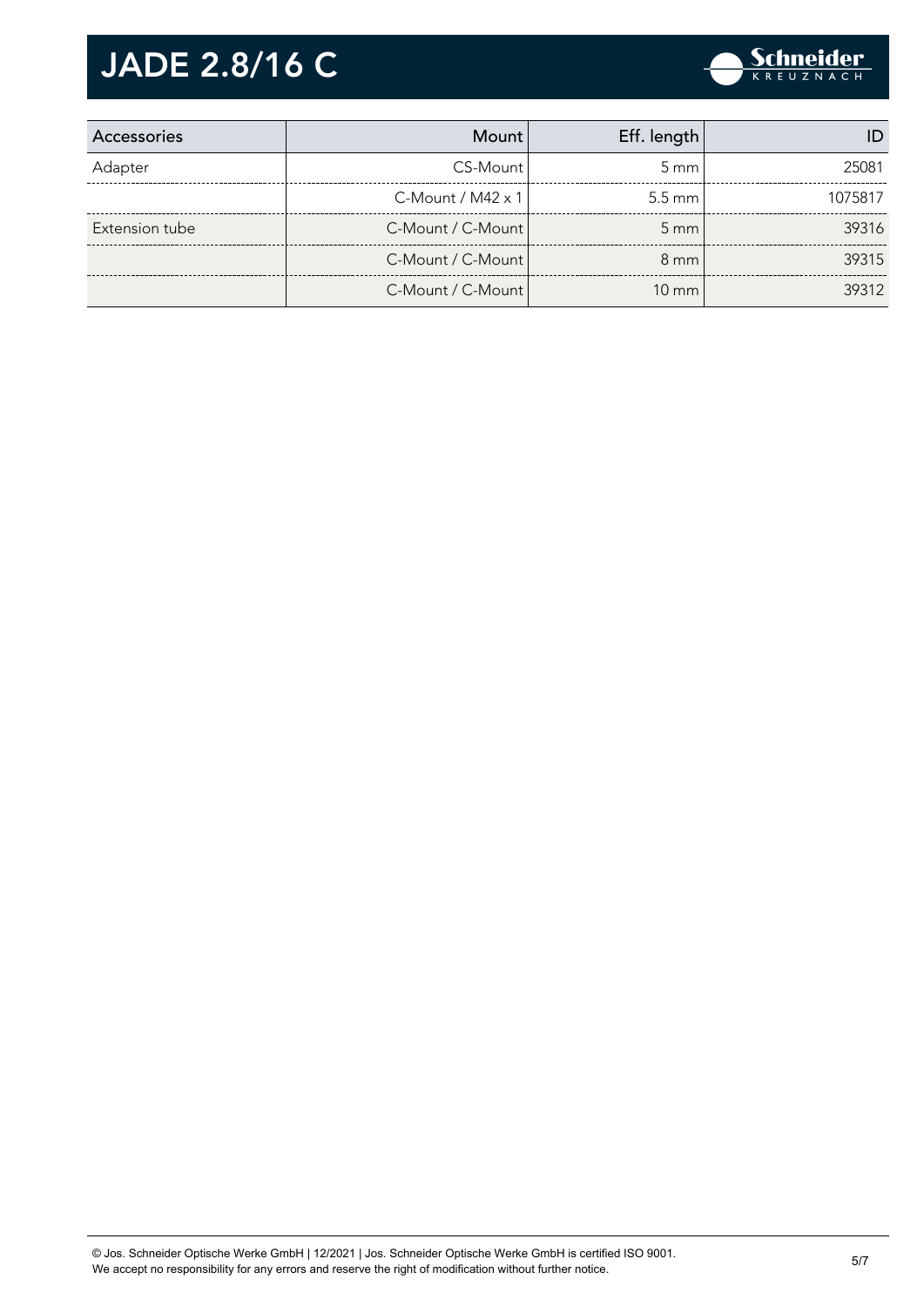# JADE 2.8/16 C

| Accessories | Mount | Eff. length | ID |
|---|---|---|---|
| Adapter | CS-Mount | 5 mm | 25081 |
| | C-Mount / M42 x 1 | 5.5 mm | 1075817 |
| Extension tube | C-Mount / C-Mount | 5 mm | 39316 |
| | C-Mount / C-Mount | 8 mm | 39315 |
| | C-Mount / C-Mount | 10 mm | 39312 |

© Jos. Schneider Optische Werke GmbH | 12/2021 | Jos. Schneider Optische Werke GmbH is certified ISO 9001. We accept no responsibility for any errors and reserve the right of modification without further notice.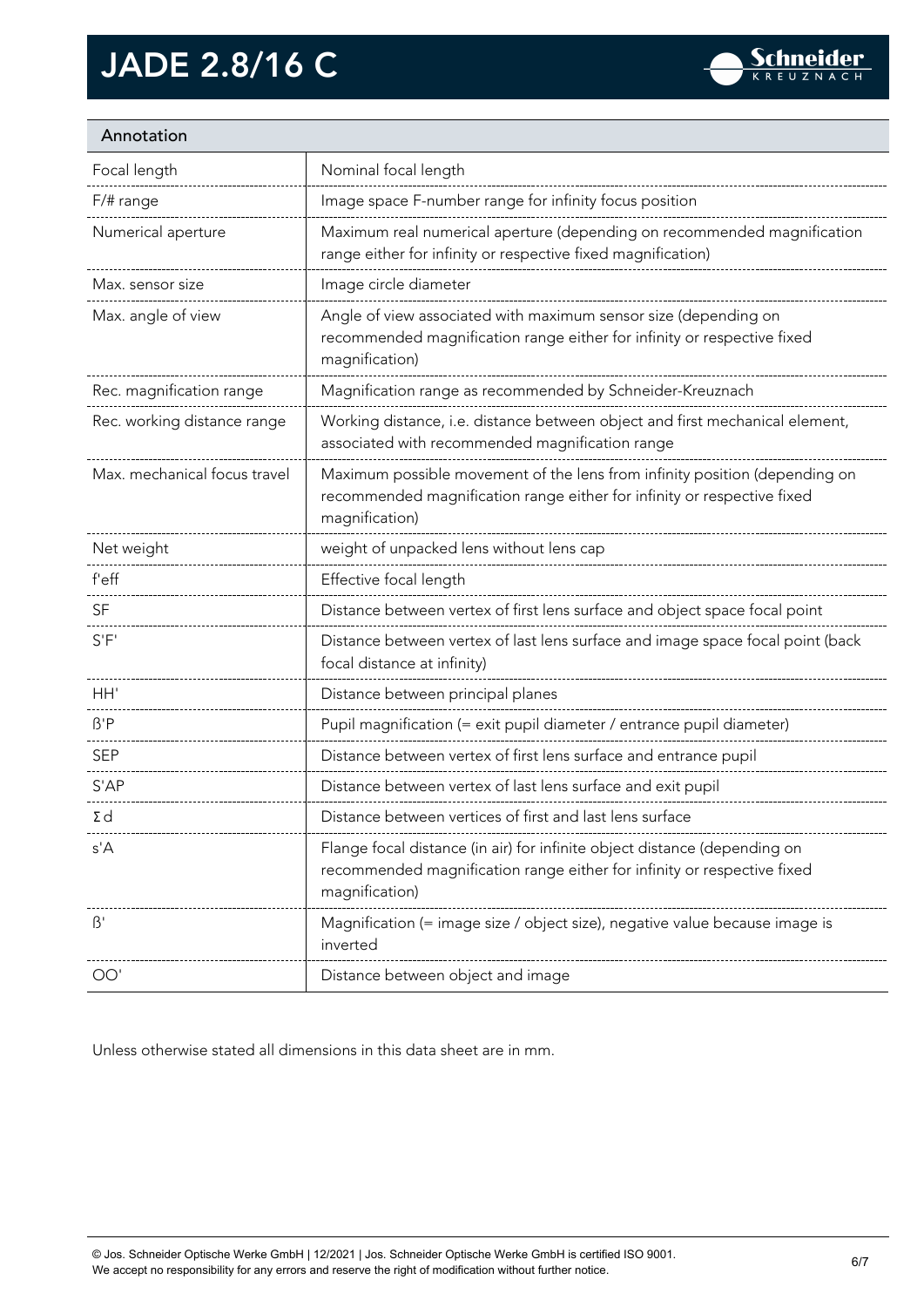# JADE 2.8/16 C

| Annotation | |
|---|---|
| Focal length | Nominal focal length |
| F/# range | Image space F-number range for infinity focus position |
| Numerical aperture | Maximum real numerical aperture (depending on recommended magnification range either for infinity or respective fixed magnification) |
| Max. sensor size | Image circle diameter |
| Max. angle of view | Angle of view associated with maximum sensor size (depending on recommended magnification range either for infinity or respective fixed magnification) |
| Rec. magnification range | Magnification range as recommended by Schneider-Kreuznach |
| Rec. working distance range | Working distance, i.e. distance between object and first mechanical element, associated with recommended magnification range |
| Max. mechanical focus travel | Maximum possible movement of the lens from infinity position (depending on recommended magnification range either for infinity or respective fixed magnification) |
| Net weight | weight of unpacked lens without lens cap |
| f'eff | Effective focal length |
| SF | Distance between vertex of first lens surface and object space focal point |
| S'F' | Distance between vertex of last lens surface and image space focal point (back focal distance at infinity) |
| HH' | Distance between principal planes |
| ß'P | Pupil magnification (= exit pupil diameter / entrance pupil diameter) |
| SEP | Distance between vertex of first lens surface and entrance pupil |
| S'AP | Distance between vertex of last lens surface and exit pupil |
| Σ d | Distance between vertices of first and last lens surface |
| s'A | Flange focal distance (in air) for infinite object distance (depending on recommended magnification range either for infinity or respective fixed magnification) |
| ß' | Magnification (= image size / object size), negative value because image is inverted |
| OO' | Distance between object and image |

Unless otherwise stated all dimensions in this data sheet are in mm.

© Jos. Schneider Optische Werke GmbH | 12/2021 | Jos. Schneider Optische Werke GmbH is certified ISO 9001.
We accept no responsibility for any errors and reserve the right of modification without further notice.